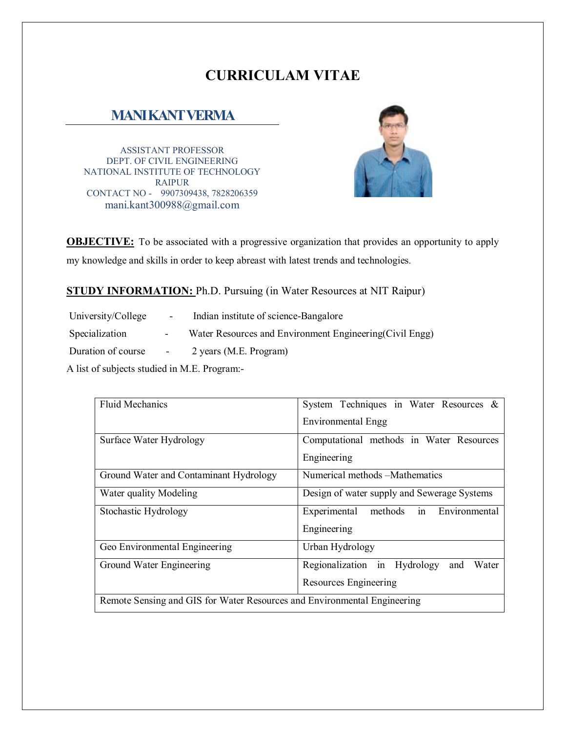# CURRICULAM VITAE

## MANI KANT VERMA

ASSISTANT PROFESSOR
DEPT. OF CIVIL ENGINEERING
NATIONAL INSTITUTE OF TECHNOLOGY
RAIPUR
CONTACT NO - 9907309438, 7828206359
mani.kant300988@gmail.com

**OBJECTIVE:** To be associated with a progressive organization that provides an opportunity to apply my knowledge and skills in order to keep abreast with latest trends and technologies.

**STUDY INFORMATION:** Ph.D. Pursuing (in Water Resources at NIT Raipur)

University/College - Indian institute of science-Bangalore

Specialization - Water Resources and Environment Engineering(Civil Engg)

Duration of course - 2 years (M.E. Program)

A list of subjects studied in M.E. Program:-

| | |
|---|---|
| Fluid Mechanics | System Techniques in Water Resources & Environmental Engg |
| Surface Water Hydrology | Computational methods in Water Resources Engineering |
| Ground Water and Contaminant Hydrology | Numerical methods –Mathematics |
| Water quality Modeling | Design of water supply and Sewerage Systems |
| Stochastic Hydrology | Experimental methods in Environmental Engineering |
| Geo Environmental Engineering | Urban Hydrology |
| Ground Water Engineering | Regionalization in Hydrology and Water Resources Engineering |
| Remote Sensing and GIS for Water Resources and Environmental Engineering | |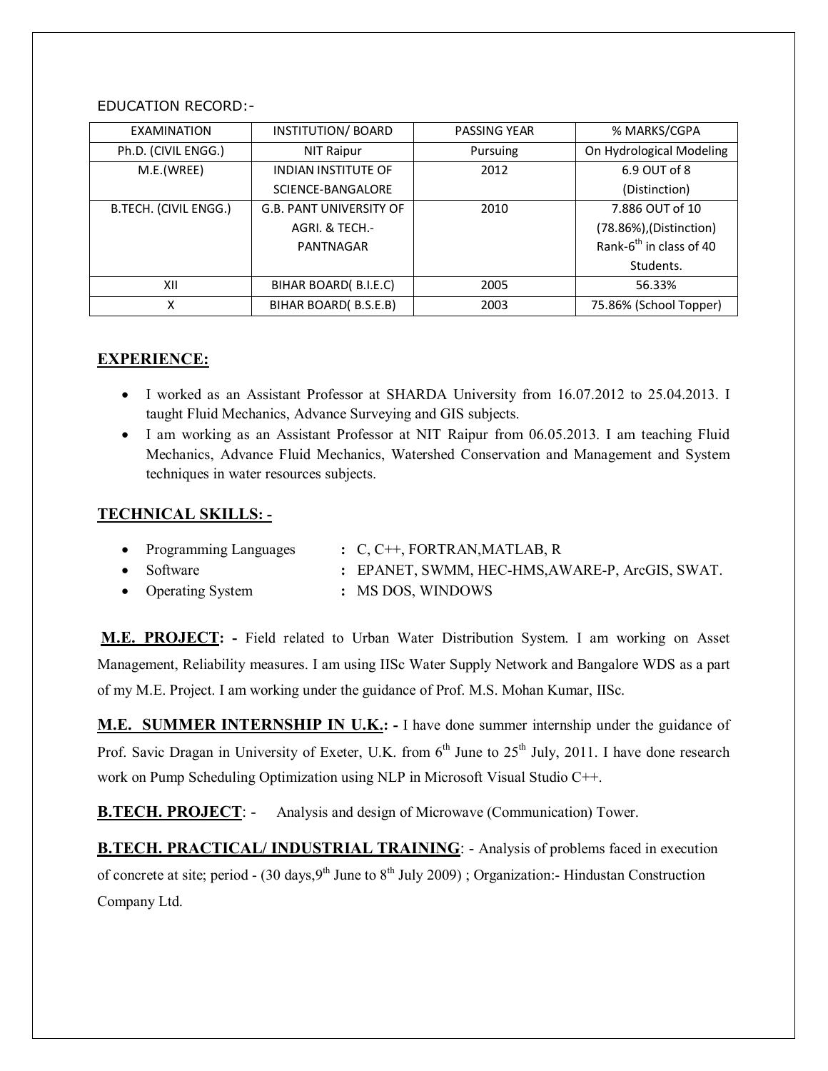EDUCATION RECORD:-

| EXAMINATION | INSTITUTION/ BOARD | PASSING YEAR | % MARKS/CGPA |
|---|---|---|---|
| Ph.D. (CIVIL ENGG.) | NIT Raipur | Pursuing | On Hydrological Modeling |
| M.E.(WREE) | INDIAN INSTITUTE OF SCIENCE-BANGALORE | 2012 | 6.9 OUT of 8 (Distinction) |
| B.TECH. (CIVIL ENGG.) | G.B. PANT UNIVERSITY OF AGRI. & TECH.-PANTNAGAR | 2010 | 7.886 OUT of 10 (78.86%),(Distinction) Rank-6th in class of 40 Students. |
| XII | BIHAR BOARD( B.I.E.C) | 2005 | 56.33% |
| X | BIHAR BOARD( B.S.E.B) | 2003 | 75.86% (School Topper) |

## EXPERIENCE:

- I worked as an Assistant Professor at SHARDA University from 16.07.2012 to 25.04.2013. I taught Fluid Mechanics, Advance Surveying and GIS subjects.
- I am working as an Assistant Professor at NIT Raipur from 06.05.2013. I am teaching Fluid Mechanics, Advance Fluid Mechanics, Watershed Conservation and Management and System techniques in water resources subjects.

## TECHNICAL SKILLS: -

- Programming Languages : C, C++, FORTRAN,MATLAB, R
- Software : EPANET, SWMM, HEC-HMS,AWARE-P, ArcGIS, SWAT.
- Operating System : MS DOS, WINDOWS

**M.E. PROJECT: -** Field related to Urban Water Distribution System. I am working on Asset Management, Reliability measures. I am using IISc Water Supply Network and Bangalore WDS as a part of my M.E. Project. I am working under the guidance of Prof. M.S. Mohan Kumar, IISc.

**M.E. SUMMER INTERNSHIP IN U.K.: -** I have done summer internship under the guidance of Prof. Savic Dragan in University of Exeter, U.K. from 6th June to 25th July, 2011. I have done research work on Pump Scheduling Optimization using NLP in Microsoft Visual Studio C++.

**B.TECH. PROJECT**: - Analysis and design of Microwave (Communication) Tower.

**B.TECH. PRACTICAL/ INDUSTRIAL TRAINING**: - Analysis of problems faced in execution of concrete at site; period - (30 days,9th June to 8th July 2009) ; Organization:- Hindustan Construction Company Ltd.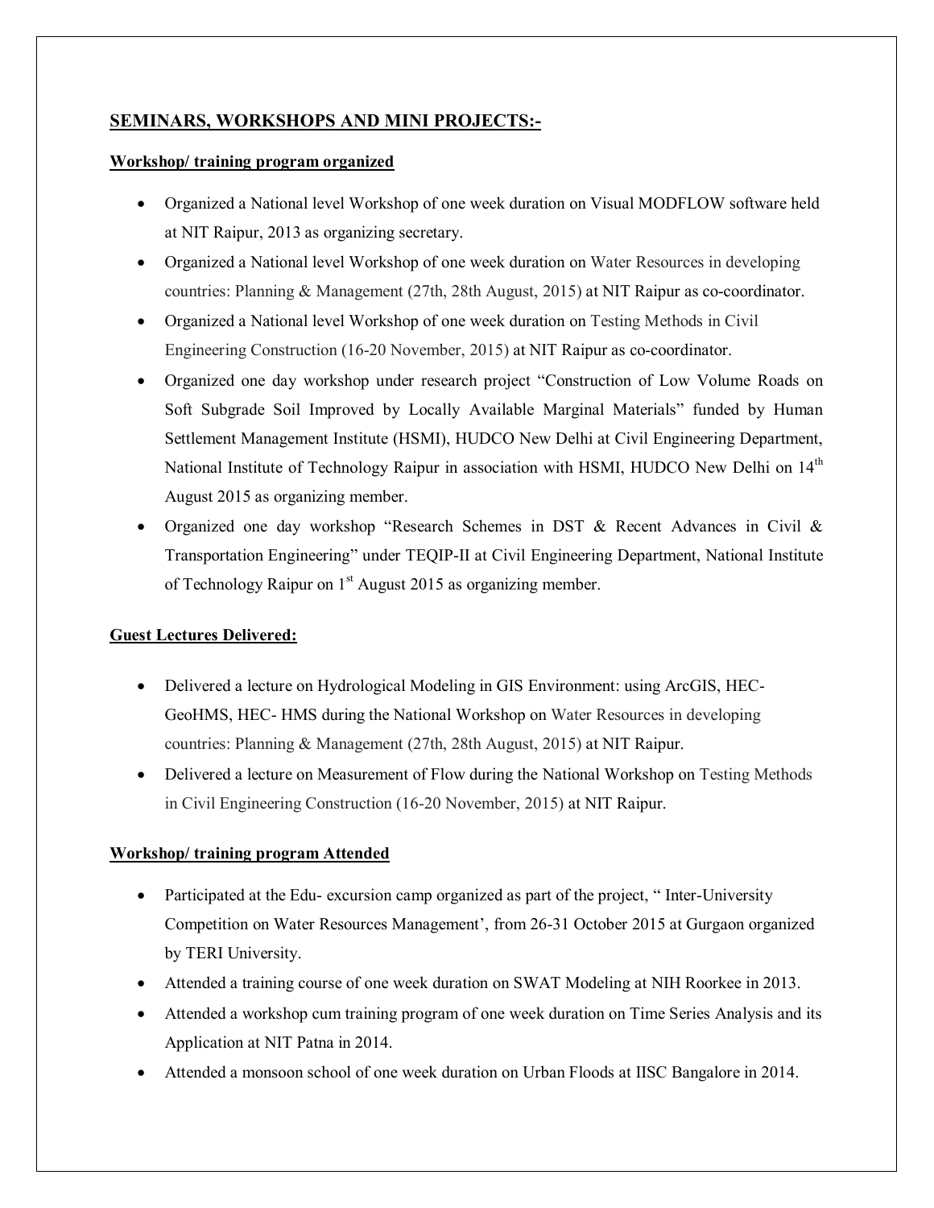## SEMINARS, WORKSHOPS AND MINI PROJECTS:-

**Workshop/ training program organized**

- Organized a National level Workshop of one week duration on Visual MODFLOW software held at NIT Raipur, 2013 as organizing secretary.
- Organized a National level Workshop of one week duration on Water Resources in developing countries: Planning & Management (27th, 28th August, 2015) at NIT Raipur as co-coordinator.
- Organized a National level Workshop of one week duration on Testing Methods in Civil Engineering Construction (16-20 November, 2015) at NIT Raipur as co-coordinator.
- Organized one day workshop under research project "Construction of Low Volume Roads on Soft Subgrade Soil Improved by Locally Available Marginal Materials" funded by Human Settlement Management Institute (HSMI), HUDCO New Delhi at Civil Engineering Department, National Institute of Technology Raipur in association with HSMI, HUDCO New Delhi on 14th August 2015 as organizing member.
- Organized one day workshop "Research Schemes in DST & Recent Advances in Civil & Transportation Engineering" under TEQIP-II at Civil Engineering Department, National Institute of Technology Raipur on 1st August 2015 as organizing member.

**Guest Lectures Delivered:**

- Delivered a lecture on Hydrological Modeling in GIS Environment: using ArcGIS, HEC-GeoHMS, HEC- HMS during the National Workshop on Water Resources in developing countries: Planning & Management (27th, 28th August, 2015) at NIT Raipur.
- Delivered a lecture on Measurement of Flow during the National Workshop on Testing Methods in Civil Engineering Construction (16-20 November, 2015) at NIT Raipur.

**Workshop/ training program Attended**

- Participated at the Edu- excursion camp organized as part of the project, " Inter-University Competition on Water Resources Management', from 26-31 October 2015 at Gurgaon organized by TERI University.
- Attended a training course of one week duration on SWAT Modeling at NIH Roorkee in 2013.
- Attended a workshop cum training program of one week duration on Time Series Analysis and its Application at NIT Patna in 2014.
- Attended a monsoon school of one week duration on Urban Floods at IISC Bangalore in 2014.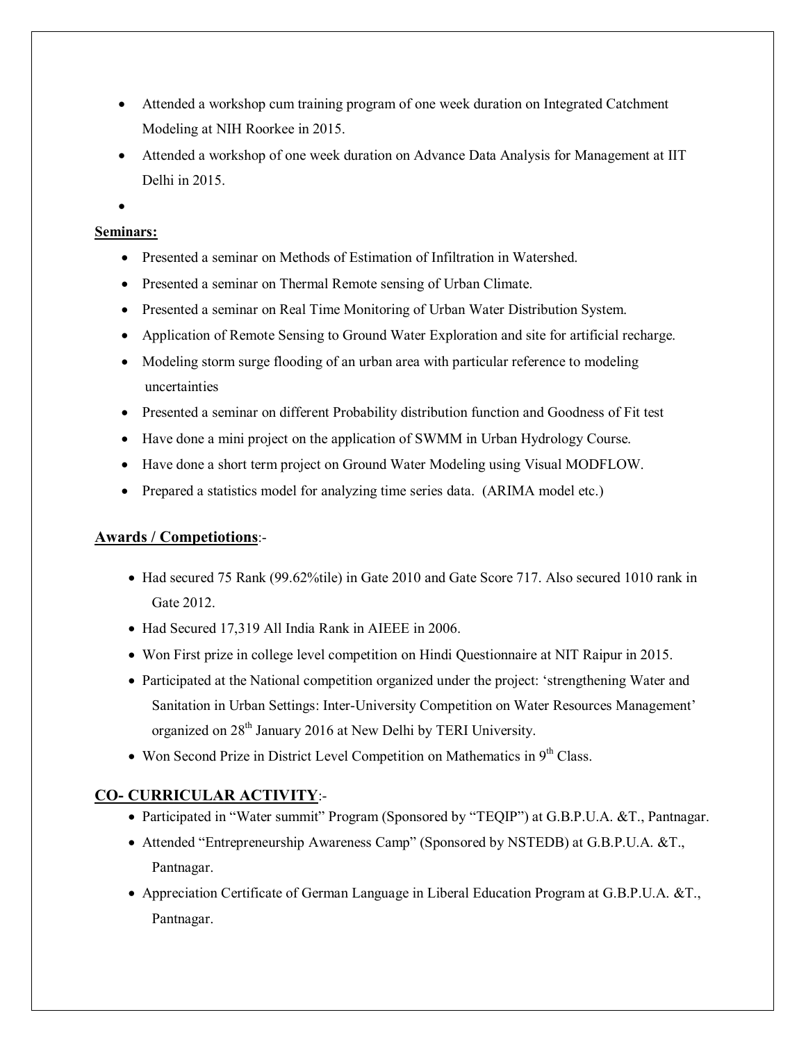- Attended a workshop cum training program of one week duration on Integrated Catchment Modeling at NIH Roorkee in 2015.
- Attended a workshop of one week duration on Advance Data Analysis for Management at IIT Delhi in 2015.
- 

**Seminars:**

- Presented a seminar on Methods of Estimation of Infiltration in Watershed.
- Presented a seminar on Thermal Remote sensing of Urban Climate.
- Presented a seminar on Real Time Monitoring of Urban Water Distribution System.
- Application of Remote Sensing to Ground Water Exploration and site for artificial recharge.
- Modeling storm surge flooding of an urban area with particular reference to modeling uncertainties
- Presented a seminar on different Probability distribution function and Goodness of Fit test
- Have done a mini project on the application of SWMM in Urban Hydrology Course.
- Have done a short term project on Ground Water Modeling using Visual MODFLOW.
- Prepared a statistics model for analyzing time series data. (ARIMA model etc.)

**Awards / Competiotions**:-

- Had secured 75 Rank (99.62%tile) in Gate 2010 and Gate Score 717. Also secured 1010 rank in Gate 2012.
- Had Secured 17,319 All India Rank in AIEEE in 2006.
- Won First prize in college level competition on Hindi Questionnaire at NIT Raipur in 2015.
- Participated at the National competition organized under the project: 'strengthening Water and Sanitation in Urban Settings: Inter-University Competition on Water Resources Management' organized on 28th January 2016 at New Delhi by TERI University.
- Won Second Prize in District Level Competition on Mathematics in 9th Class.

**CO- CURRICULAR ACTIVITY**:-

- Participated in "Water summit" Program (Sponsored by "TEQIP") at G.B.P.U.A. &T., Pantnagar.
- Attended "Entrepreneurship Awareness Camp" (Sponsored by NSTEDB) at G.B.P.U.A. &T., Pantnagar.
- Appreciation Certificate of German Language in Liberal Education Program at G.B.P.U.A. &T., Pantnagar.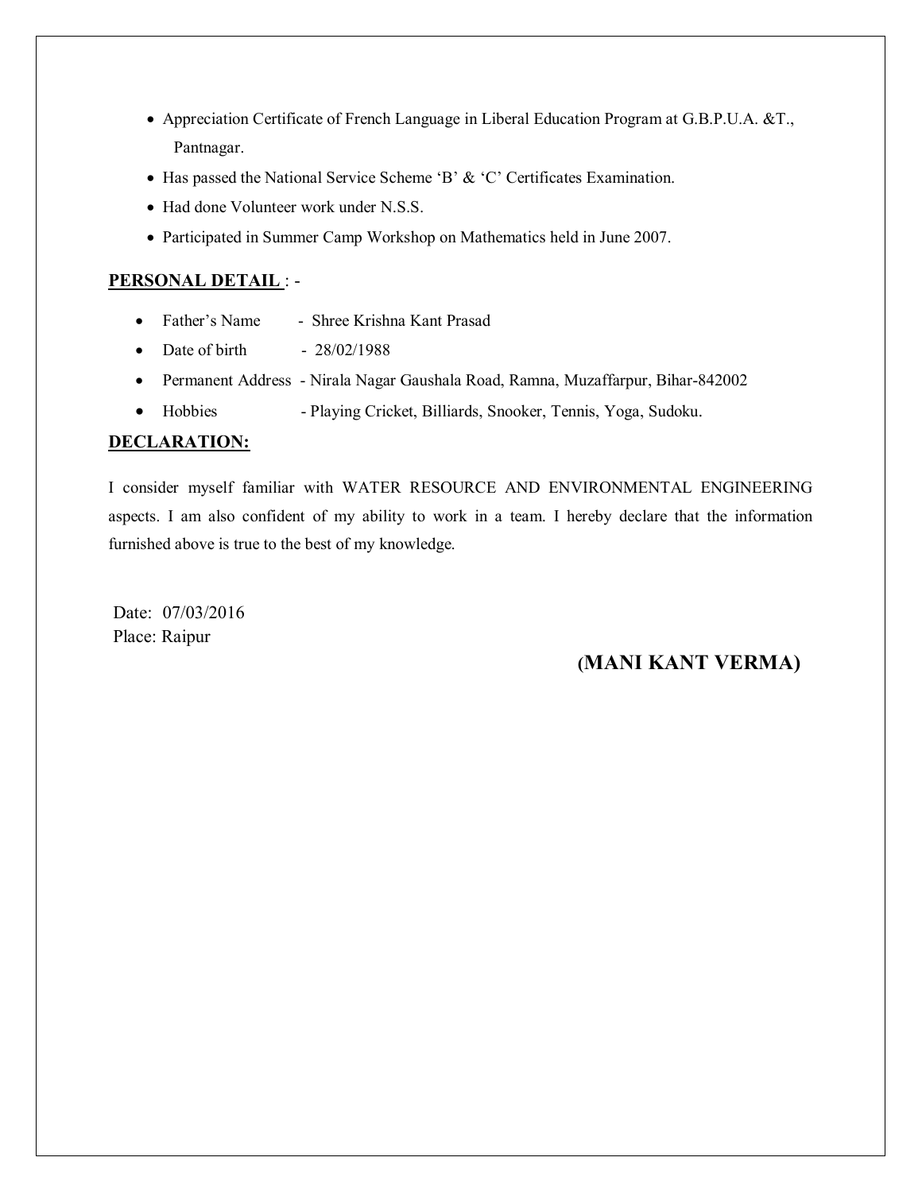- Appreciation Certificate of French Language in Liberal Education Program at G.B.P.U.A. &T., Pantnagar.
- Has passed the National Service Scheme 'B' & 'C' Certificates Examination.
- Had done Volunteer work under N.S.S.
- Participated in Summer Camp Workshop on Mathematics held in June 2007.

**PERSONAL DETAIL** : -

- Father's Name - Shree Krishna Kant Prasad
- Date of birth - 28/02/1988
- Permanent Address - Nirala Nagar Gaushala Road, Ramna, Muzaffarpur, Bihar-842002
- Hobbies - Playing Cricket, Billiards, Snooker, Tennis, Yoga, Sudoku.

**DECLARATION:**

I consider myself familiar with WATER RESOURCE AND ENVIRONMENTAL ENGINEERING aspects. I am also confident of my ability to work in a team. I hereby declare that the information furnished above is true to the best of my knowledge.

Date: 07/03/2016
Place: Raipur

**(MANI KANT VERMA)**